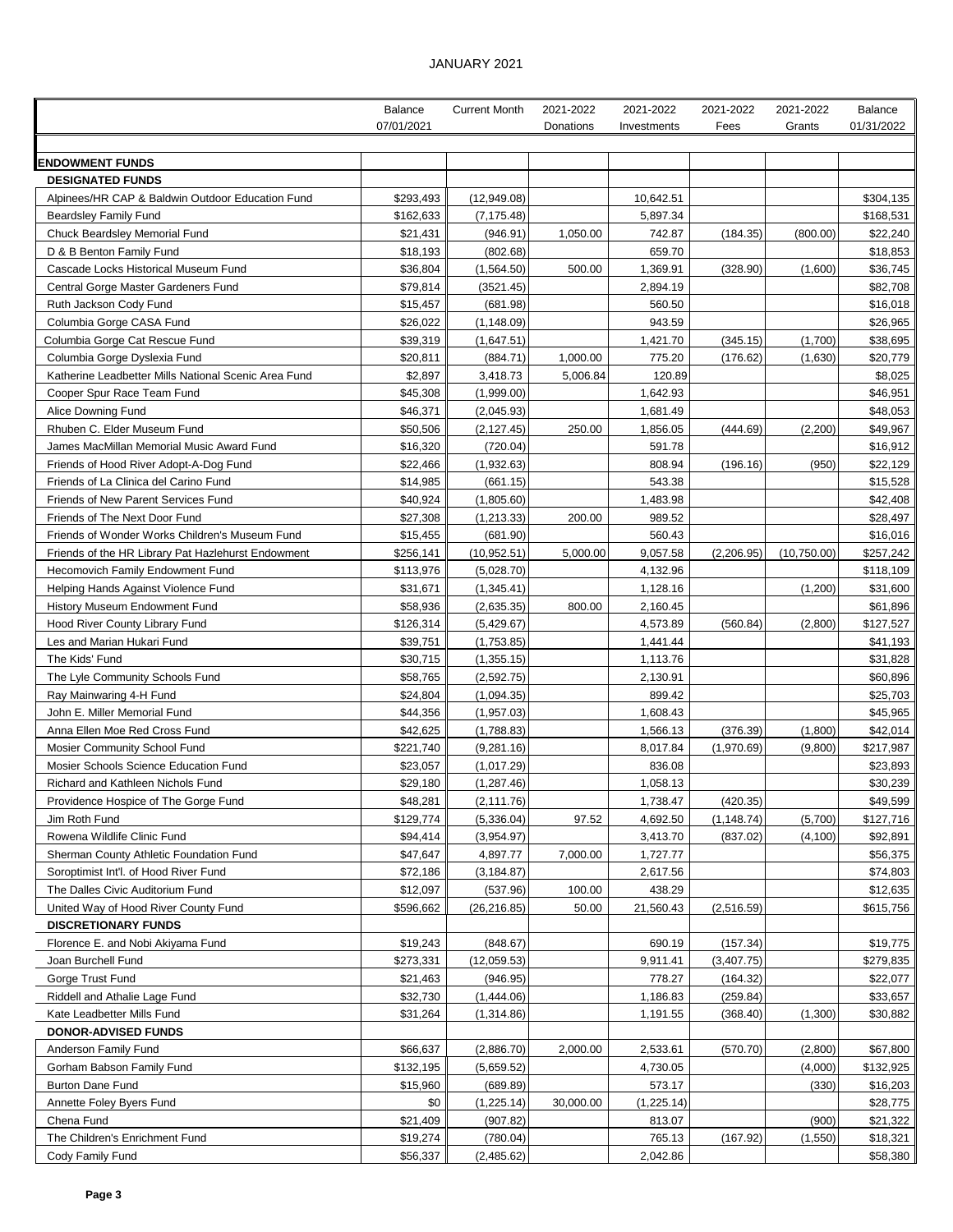JANUARY 2021

| | Balance 07/01/2021 | Current Month | 2021-2022 Donations | 2021-2022 Investments | 2021-2022 Fees | 2021-2022 Grants | Balance 01/31/2022 |
|---|---|---|---|---|---|---|---|
| **ENDOWMENT FUNDS** | | | | | | | |
| **DESIGNATED FUNDS** | | | | | | | |
| Alpinees/HR CAP & Baldwin Outdoor Education Fund | $293,493 | (12,949.08) | | 10,642.51 | | | $304,135 |
| Beardsley Family Fund | $162,633 | (7,175.48) | | 5,897.34 | | | $168,531 |
| Chuck Beardsley Memorial Fund | $21,431 | (946.91) | 1,050.00 | 742.87 | (184.35) | (800.00) | $22,240 |
| D & B Benton Family Fund | $18,193 | (802.68) | | 659.70 | | | $18,853 |
| Cascade Locks Historical Museum Fund | $36,804 | (1,564.50) | 500.00 | 1,369.91 | (328.90) | (1,600) | $36,745 |
| Central Gorge Master Gardeners Fund | $79,814 | (3521.45) | | 2,894.19 | | | $82,708 |
| Ruth Jackson Cody Fund | $15,457 | (681.98) | | 560.50 | | | $16,018 |
| Columbia Gorge CASA Fund | $26,022 | (1,148.09) | | 943.59 | | | $26,965 |
| Columbia Gorge Cat Rescue Fund | $39,319 | (1,647.51) | | 1,421.70 | (345.15) | (1,700) | $38,695 |
| Columbia Gorge Dyslexia Fund | $20,811 | (884.71) | 1,000.00 | 775.20 | (176.62) | (1,630) | $20,779 |
| Katherine Leadbetter Mills National Scenic Area Fund | $2,897 | 3,418.73 | 5,006.84 | 120.89 | | | $8,025 |
| Cooper Spur Race Team Fund | $45,308 | (1,999.00) | | 1,642.93 | | | $46,951 |
| Alice Downing Fund | $46,371 | (2,045.93) | | 1,681.49 | | | $48,053 |
| Rhuben C. Elder Museum Fund | $50,506 | (2,127.45) | 250.00 | 1,856.05 | (444.69) | (2,200) | $49,967 |
| James MacMillan Memorial Music Award Fund | $16,320 | (720.04) | | 591.78 | | | $16,912 |
| Friends of Hood River Adopt-A-Dog Fund | $22,466 | (1,932.63) | | 808.94 | (196.16) | (950) | $22,129 |
| Friends of La Clinica del Carino Fund | $14,985 | (661.15) | | 543.38 | | | $15,528 |
| Friends of New Parent Services Fund | $40,924 | (1,805.60) | | 1,483.98 | | | $42,408 |
| Friends of The Next Door Fund | $27,308 | (1,213.33) | 200.00 | 989.52 | | | $28,497 |
| Friends of Wonder Works Children's Museum Fund | $15,455 | (681.90) | | 560.43 | | | $16,016 |
| Friends of the HR Library Pat Hazlehurst Endowment | $256,141 | (10,952.51) | 5,000.00 | 9,057.58 | (2,206.95) | (10,750.00) | $257,242 |
| Hecomovich Family Endowment Fund | $113,976 | (5,028.70) | | 4,132.96 | | | $118,109 |
| Helping Hands Against Violence Fund | $31,671 | (1,345.41) | | 1,128.16 | | (1,200) | $31,600 |
| History Museum Endowment Fund | $58,936 | (2,635.35) | 800.00 | 2,160.45 | | | $61,896 |
| Hood River County Library Fund | $126,314 | (5,429.67) | | 4,573.89 | (560.84) | (2,800) | $127,527 |
| Les and Marian Hukari Fund | $39,751 | (1,753.85) | | 1,441.44 | | | $41,193 |
| The Kids' Fund | $30,715 | (1,355.15) | | 1,113.76 | | | $31,828 |
| The Lyle Community Schools Fund | $58,765 | (2,592.75) | | 2,130.91 | | | $60,896 |
| Ray Mainwaring 4-H Fund | $24,804 | (1,094.35) | | 899.42 | | | $25,703 |
| John E. Miller Memorial Fund | $44,356 | (1,957.03) | | 1,608.43 | | | $45,965 |
| Anna Ellen Moe Red Cross Fund | $42,625 | (1,788.83) | | 1,566.13 | (376.39) | (1,800) | $42,014 |
| Mosier Community School Fund | $221,740 | (9,281.16) | | 8,017.84 | (1,970.69) | (9,800) | $217,987 |
| Mosier Schools Science Education Fund | $23,057 | (1,017.29) | | 836.08 | | | $23,893 |
| Richard and Kathleen Nichols Fund | $29,180 | (1,287.46) | | 1,058.13 | | | $30,239 |
| Providence Hospice of The Gorge Fund | $48,281 | (2,111.76) | | 1,738.47 | (420.35) | | $49,599 |
| Jim Roth Fund | $129,774 | (5,336.04) | 97.52 | 4,692.50 | (1,148.74) | (5,700) | $127,716 |
| Rowena Wildlife Clinic Fund | $94,414 | (3,954.97) | | 3,413.70 | (837.02) | (4,100) | $92,891 |
| Sherman County Athletic Foundation Fund | $47,647 | 4,897.77 | 7,000.00 | 1,727.77 | | | $56,375 |
| Soroptimist Int'l. of Hood River Fund | $72,186 | (3,184.87) | | 2,617.56 | | | $74,803 |
| The Dalles Civic Auditorium Fund | $12,097 | (537.96) | 100.00 | 438.29 | | | $12,635 |
| United Way of Hood River County Fund | $596,662 | (26,216.85) | 50.00 | 21,560.43 | (2,516.59) | | $615,756 |
| **DISCRETIONARY FUNDS** | | | | | | | |
| Florence E. and Nobi Akiyama Fund | $19,243 | (848.67) | | 690.19 | (157.34) | | $19,775 |
| Joan Burchell Fund | $273,331 | (12,059.53) | | 9,911.41 | (3,407.75) | | $279,835 |
| Gorge Trust Fund | $21,463 | (946.95) | | 778.27 | (164.32) | | $22,077 |
| Riddell and Athalie Lage Fund | $32,730 | (1,444.06) | | 1,186.83 | (259.84) | | $33,657 |
| Kate Leadbetter Mills Fund | $31,264 | (1,314.86) | | 1,191.55 | (368.40) | (1,300) | $30,882 |
| **DONOR-ADVISED FUNDS** | | | | | | | |
| Anderson Family Fund | $66,637 | (2,886.70) | 2,000.00 | 2,533.61 | (570.70) | (2,800) | $67,800 |
| Gorham Babson Family Fund | $132,195 | (5,659.52) | | 4,730.05 | | (4,000) | $132,925 |
| Burton Dane Fund | $15,960 | (689.89) | | 573.17 | | (330) | $16,203 |
| Annette Foley Byers Fund | $0 | (1,225.14) | 30,000.00 | (1,225.14) | | | $28,775 |
| Chena Fund | $21,409 | (907.82) | | 813.07 | | (900) | $21,322 |
| The Children's Enrichment Fund | $19,274 | (780.04) | | 765.13 | (167.92) | (1,550) | $18,321 |
| Cody Family Fund | $56,337 | (2,485.62) | | 2,042.86 | | | $58,380 |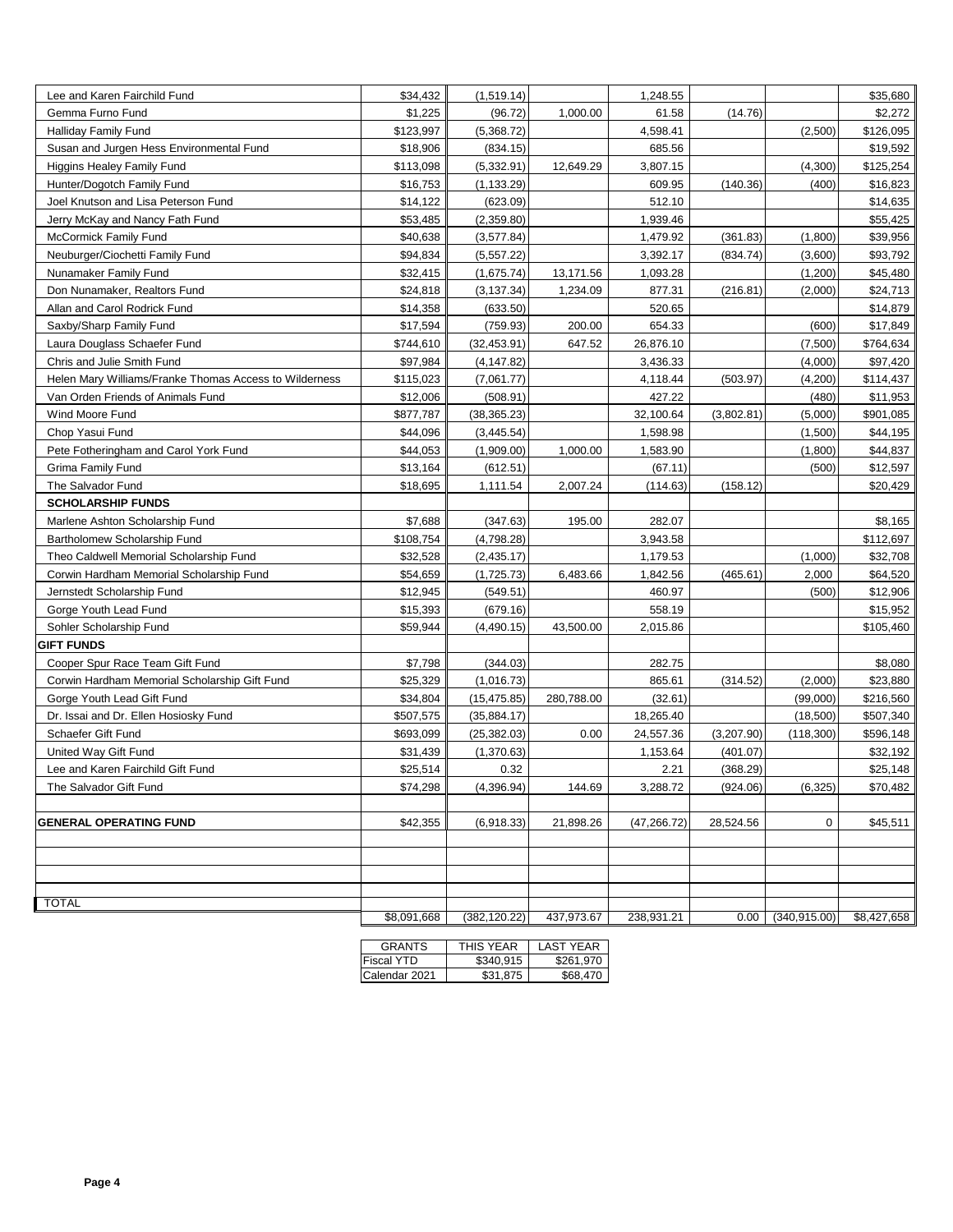| | | | | | | | |
|---|---|---|---|---|---|---|---|
| Lee and Karen Fairchild Fund | $34,432 | (1,519.14) | | 1,248.55 | | | $35,680 |
| Gemma Furno Fund | $1,225 | (96.72) | 1,000.00 | 61.58 | (14.76) | | $2,272 |
| Halliday Family Fund | $123,997 | (5,368.72) | | 4,598.41 | | (2,500) | $126,095 |
| Susan and Jurgen Hess Environmental Fund | $18,906 | (834.15) | | 685.56 | | | $19,592 |
| Higgins Healey Family Fund | $113,098 | (5,332.91) | 12,649.29 | 3,807.15 | | (4,300) | $125,254 |
| Hunter/Dogotch Family Fund | $16,753 | (1,133.29) | | 609.95 | (140.36) | (400) | $16,823 |
| Joel Knutson and Lisa Peterson Fund | $14,122 | (623.09) | | 512.10 | | | $14,635 |
| Jerry McKay and Nancy Fath Fund | $53,485 | (2,359.80) | | 1,939.46 | | | $55,425 |
| McCormick Family Fund | $40,638 | (3,577.84) | | 1,479.92 | (361.83) | (1,800) | $39,956 |
| Neuburger/Ciochetti Family Fund | $94,834 | (5,557.22) | | 3,392.17 | (834.74) | (3,600) | $93,792 |
| Nunamaker Family Fund | $32,415 | (1,675.74) | 13,171.56 | 1,093.28 | | (1,200) | $45,480 |
| Don Nunamaker, Realtors Fund | $24,818 | (3,137.34) | 1,234.09 | 877.31 | (216.81) | (2,000) | $24,713 |
| Allan and Carol Rodrick Fund | $14,358 | (633.50) | | 520.65 | | | $14,879 |
| Saxby/Sharp Family Fund | $17,594 | (759.93) | 200.00 | 654.33 | | (600) | $17,849 |
| Laura Douglass Schaefer Fund | $744,610 | (32,453.91) | 647.52 | 26,876.10 | | (7,500) | $764,634 |
| Chris and Julie Smith Fund | $97,984 | (4,147.82) | | 3,436.33 | | (4,000) | $97,420 |
| Helen Mary Williams/Franke Thomas Access to Wilderness | $115,023 | (7,061.77) | | 4,118.44 | (503.97) | (4,200) | $114,437 |
| Van Orden Friends of Animals Fund | $12,006 | (508.91) | | 427.22 | | (480) | $11,953 |
| Wind Moore Fund | $877,787 | (38,365.23) | | 32,100.64 | (3,802.81) | (5,000) | $901,085 |
| Chop Yasui Fund | $44,096 | (3,445.54) | | 1,598.98 | | (1,500) | $44,195 |
| Pete Fotheringham and Carol York Fund | $44,053 | (1,909.00) | 1,000.00 | 1,583.90 | | (1,800) | $44,837 |
| Grima Family Fund | $13,164 | (612.51) | | (67.11) | | (500) | $12,597 |
| The Salvador Fund | $18,695 | 1,111.54 | 2,007.24 | (114.63) | (158.12) | | $20,429 |
| **SCHOLARSHIP FUNDS** | | | | | | | |
| Marlene Ashton Scholarship Fund | $7,688 | (347.63) | 195.00 | 282.07 | | | $8,165 |
| Bartholomew Scholarship Fund | $108,754 | (4,798.28) | | 3,943.58 | | | $112,697 |
| Theo Caldwell Memorial Scholarship Fund | $32,528 | (2,435.17) | | 1,179.53 | | (1,000) | $32,708 |
| Corwin Hardham Memorial Scholarship Fund | $54,659 | (1,725.73) | 6,483.66 | 1,842.56 | (465.61) | 2,000 | $64,520 |
| Jernstedt Scholarship Fund | $12,945 | (549.51) | | 460.97 | | (500) | $12,906 |
| Gorge Youth Lead Fund | $15,393 | (679.16) | | 558.19 | | | $15,952 |
| Sohler Scholarship Fund | $59,944 | (4,490.15) | 43,500.00 | 2,015.86 | | | $105,460 |
| **GIFT FUNDS** | | | | | | | |
| Cooper Spur Race Team Gift Fund | $7,798 | (344.03) | | 282.75 | | | $8,080 |
| Corwin Hardham Memorial Scholarship Gift Fund | $25,329 | (1,016.73) | | 865.61 | (314.52) | (2,000) | $23,880 |
| Gorge Youth Lead Gift Fund | $34,804 | (15,475.85) | 280,788.00 | (32.61) | | (99,000) | $216,560 |
| Dr. Issai and Dr. Ellen Hosiosky Fund | $507,575 | (35,884.17) | | 18,265.40 | | (18,500) | $507,340 |
| Schaefer Gift Fund | $693,099 | (25,382.03) | 0.00 | 24,557.36 | (3,207.90) | (118,300) | $596,148 |
| United Way Gift Fund | $31,439 | (1,370.63) | | 1,153.64 | (401.07) | | $32,192 |
| Lee and Karen Fairchild Gift Fund | $25,514 | 0.32 | | 2.21 | (368.29) | | $25,148 |
| The Salvador Gift Fund | $74,298 | (4,396.94) | 144.69 | 3,288.72 | (924.06) | (6,325) | $70,482 |
| | | | | | | | |
| **GENERAL OPERATING FUND** | $42,355 | (6,918.33) | 21,898.26 | (47,266.72) | 28,524.56 | 0 | $45,511 |
| | | | | | | | |
| TOTAL | $8,091,668 | (382,120.22) | 437,973.67 | 238,931.21 | 0.00 | (340,915.00) | $8,427,658 |

| GRANTS | THIS YEAR | LAST YEAR |
|---|---|---|
| Fiscal YTD | $340,915 | $261,970 |
| Calendar 2021 | $31,875 | $68,470 |